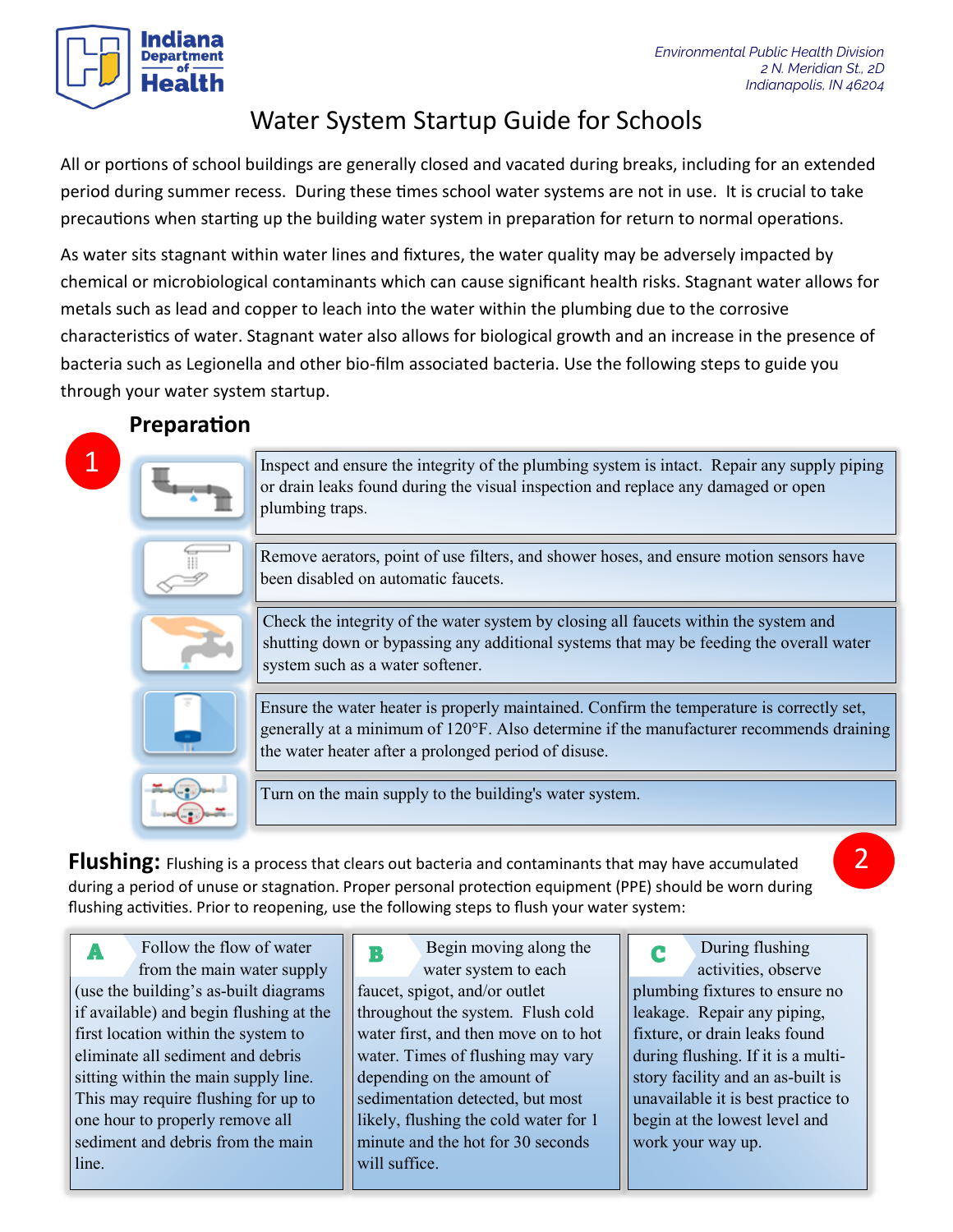Indiana Department of Health

*Environmental Public Health Division*
*2 N. Meridian St., 2D*
*Indianapolis, IN 46204*

# Water System Startup Guide for Schools

All or portions of school buildings are generally closed and vacated during breaks, including for an extended period during summer recess. During these times school water systems are not in use. It is crucial to take precautions when starting up the building water system in preparation for return to normal operations.

As water sits stagnant within water lines and fixtures, the water quality may be adversely impacted by chemical or microbiological contaminants which can cause significant health risks. Stagnant water allows for metals such as lead and copper to leach into the water within the plumbing due to the corrosive characteristics of water. Stagnant water also allows for biological growth and an increase in the presence of bacteria such as Legionella and other bio-film associated bacteria. Use the following steps to guide you through your water system startup.

## 1 Preparation

- Inspect and ensure the integrity of the plumbing system is intact. Repair any supply piping or drain leaks found during the visual inspection and replace any damaged or open plumbing traps.
- Remove aerators, point of use filters, and shower hoses, and ensure motion sensors have been disabled on automatic faucets.
- Check the integrity of the water system by closing all faucets within the system and shutting down or bypassing any additional systems that may be feeding the overall water system such as a water softener.
- Ensure the water heater is properly maintained. Confirm the temperature is correctly set, generally at a minimum of 120°F. Also determine if the manufacturer recommends draining the water heater after a prolonged period of disuse.
- Turn on the main supply to the building's water system.

## 2 Flushing

**Flushing:** Flushing is a process that clears out bacteria and contaminants that may have accumulated during a period of unuse or stagnation. Proper personal protection equipment (PPE) should be worn during flushing activities. Prior to reopening, use the following steps to flush your water system:

**A** Follow the flow of water from the main water supply (use the building's as-built diagrams if available) and begin flushing at the first location within the system to eliminate all sediment and debris sitting within the main supply line. This may require flushing for up to one hour to properly remove all sediment and debris from the main line.

**B** Begin moving along the water system to each faucet, spigot, and/or outlet throughout the system. Flush cold water first, and then move on to hot water. Times of flushing may vary depending on the amount of sedimentation detected, but most likely, flushing the cold water for 1 minute and the hot for 30 seconds will suffice.

**C** During flushing activities, observe plumbing fixtures to ensure no leakage. Repair any piping, fixture, or drain leaks found during flushing. If it is a multi-story facility and an as-built is unavailable it is best practice to begin at the lowest level and work your way up.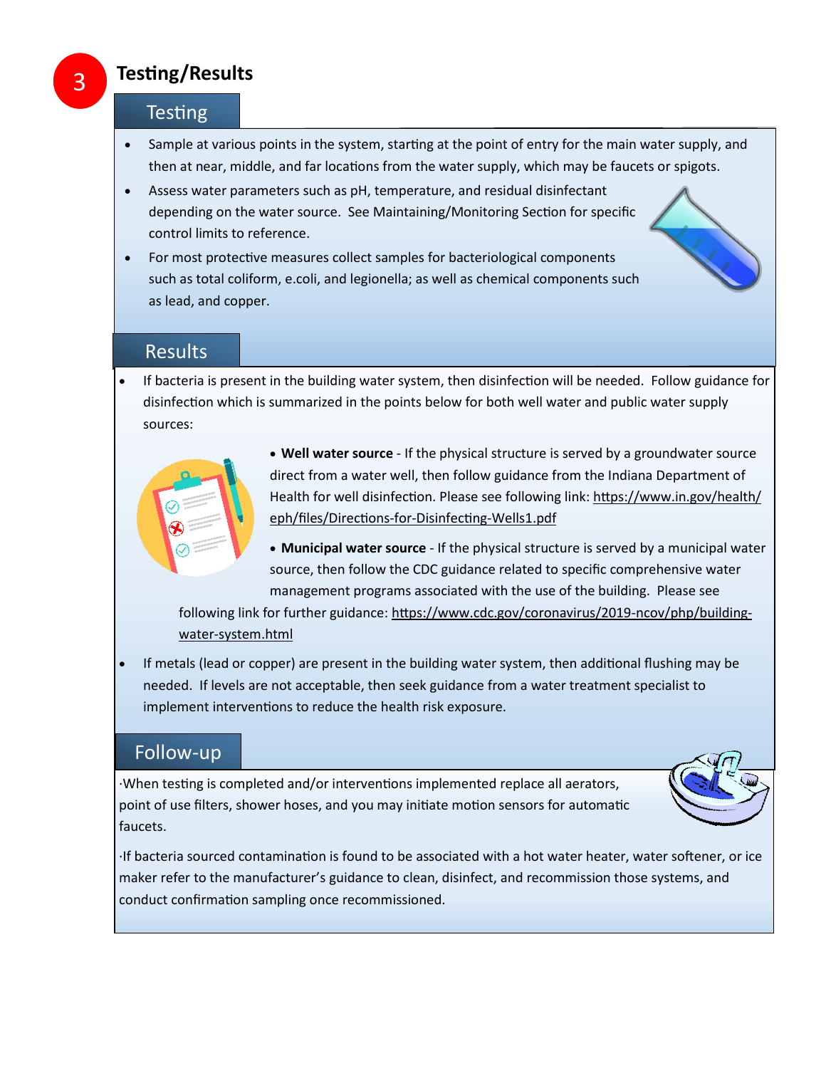# 3 Testing/Results

## Testing

- Sample at various points in the system, starting at the point of entry for the main water supply, and then at near, middle, and far locations from the water supply, which may be faucets or spigots.
- Assess water parameters such as pH, temperature, and residual disinfectant depending on the water source. See Maintaining/Monitoring Section for specific control limits to reference.
- For most protective measures collect samples for bacteriological components such as total coliform, e.coli, and legionella; as well as chemical components such as lead, and copper.

## Results

- If bacteria is present in the building water system, then disinfection will be needed. Follow guidance for disinfection which is summarized in the points below for both well water and public water supply sources:
  - **Well water source** - If the physical structure is served by a groundwater source direct from a water well, then follow guidance from the Indiana Department of Health for well disinfection. Please see following link: https://www.in.gov/health/eph/files/Directions-for-Disinfecting-Wells1.pdf
  - **Municipal water source** - If the physical structure is served by a municipal water source, then follow the CDC guidance related to specific comprehensive water management programs associated with the use of the building. Please see following link for further guidance: https://www.cdc.gov/coronavirus/2019-ncov/php/building-water-system.html
- If metals (lead or copper) are present in the building water system, then additional flushing may be needed. If levels are not acceptable, then seek guidance from a water treatment specialist to implement interventions to reduce the health risk exposure.

## Follow-up

·When testing is completed and/or interventions implemented replace all aerators, point of use filters, shower hoses, and you may initiate motion sensors for automatic faucets.

·If bacteria sourced contamination is found to be associated with a hot water heater, water softener, or ice maker refer to the manufacturer's guidance to clean, disinfect, and recommission those systems, and conduct confirmation sampling once recommissioned.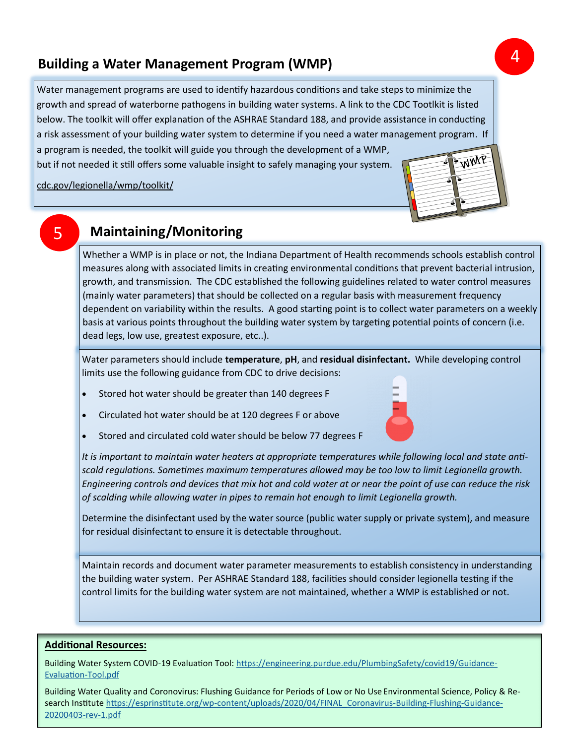## 4 Building a Water Management Program (WMP)

Water management programs are used to identify hazardous conditions and take steps to minimize the growth and spread of waterborne pathogens in building water systems. A link to the CDC Tootlkit is listed below. The toolkit will offer explanation of the ASHRAE Standard 188, and provide assistance in conducting a risk assessment of your building water system to determine if you need a water management program. If a program is needed, the toolkit will guide you through the development of a WMP, but if not needed it still offers some valuable insight to safely managing your system.

cdc.gov/legionella/wmp/toolkit/

## 5 Maintaining/Monitoring

Whether a WMP is in place or not, the Indiana Department of Health recommends schools establish control measures along with associated limits in creating environmental conditions that prevent bacterial intrusion, growth, and transmission. The CDC established the following guidelines related to water control measures (mainly water parameters) that should be collected on a regular basis with measurement frequency dependent on variability within the results. A good starting point is to collect water parameters on a weekly basis at various points throughout the building water system by targeting potential points of concern (i.e. dead legs, low use, greatest exposure, etc..).

Water parameters should include **temperature**, **pH**, and **residual disinfectant.** While developing control limits use the following guidance from CDC to drive decisions:

- Stored hot water should be greater than 140 degrees F
- Circulated hot water should be at 120 degrees F or above
- Stored and circulated cold water should be below 77 degrees F

*It is important to maintain water heaters at appropriate temperatures while following local and state anti-scald regulations. Sometimes maximum temperatures allowed may be too low to limit Legionella growth. Engineering controls and devices that mix hot and cold water at or near the point of use can reduce the risk of scalding while allowing water in pipes to remain hot enough to limit Legionella growth.*

Determine the disinfectant used by the water source (public water supply or private system), and measure for residual disinfectant to ensure it is detectable throughout.

Maintain records and document water parameter measurements to establish consistency in understanding the building water system. Per ASHRAE Standard 188, facilities should consider legionella testing if the control limits for the building water system are not maintained, whether a WMP is established or not.

**Additional Resources:**

Building Water System COVID-19 Evaluation Tool: https://engineering.purdue.edu/PlumbingSafety/covid19/Guidance-Evaluation-Tool.pdf

Building Water Quality and Coronovirus: Flushing Guidance for Periods of Low or No Use Environmental Science, Policy & Research Institute https://esprinstitute.org/wp-content/uploads/2020/04/FINAL_Coronavirus-Building-Flushing-Guidance-20200403-rev-1.pdf